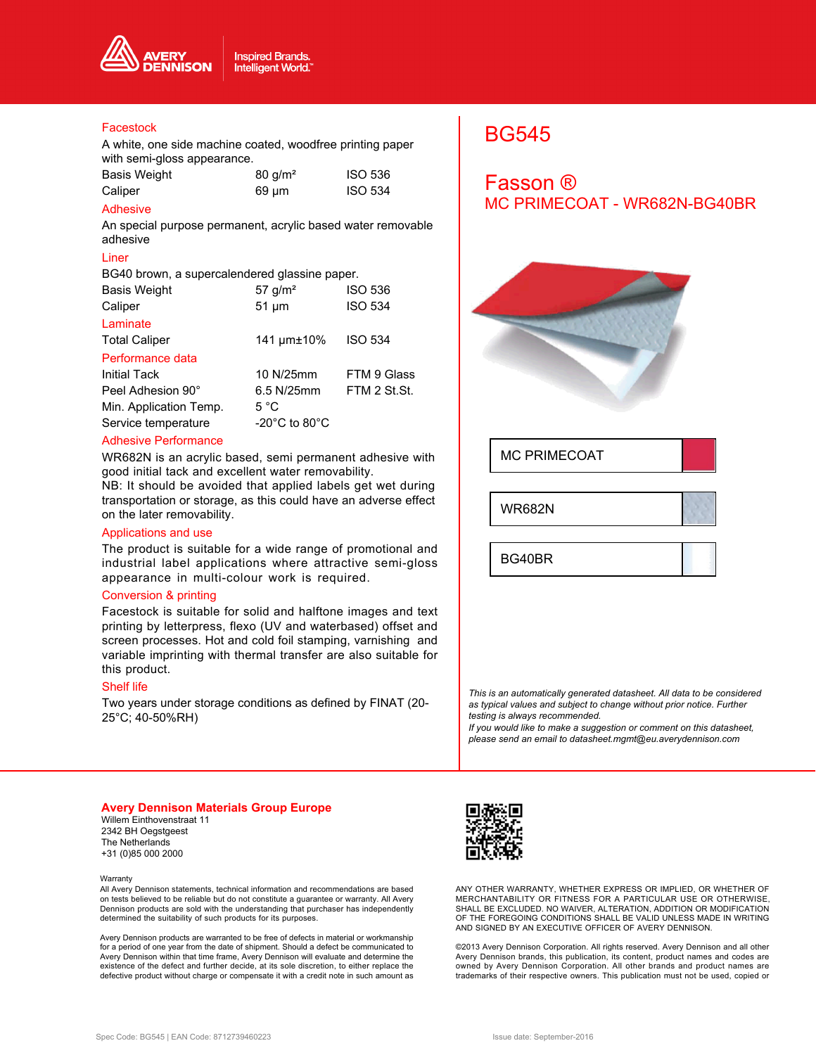# BG545

## Fasson ®

### MC PRIMECOAT - WR682N-BG40BR

| MC PRIMECOAT |
|---|
| WR682N |
| BG40BR |

### Facestock

A white, one side machine coated, woodfree printing paper with semi-gloss appearance.

| | | |
|---|---|---|
| Basis Weight | 80 g/m² | ISO 536 |
| Caliper | 69 µm | ISO 534 |

### Adhesive

An special purpose permanent, acrylic based water removable adhesive

### Liner

BG40 brown, a supercalendered glassine paper.

| | | |
|---|---|---|
| Basis Weight | 57 g/m² | ISO 536 |
| Caliper | 51 µm | ISO 534 |

### Laminate

| | | |
|---|---|---|
| Total Caliper | 141 µm±10% | ISO 534 |

### Performance data

| | | |
|---|---|---|
| Initial Tack | 10 N/25mm | FTM 9 Glass |
| Peel Adhesion 90° | 6.5 N/25mm | FTM 2 St.St. |
| Min. Application Temp. | 5 °C | |
| Service temperature | -20°C to 80°C | |

### Adhesive Performance

WR682N is an acrylic based, semi permanent adhesive with good initial tack and excellent water removability.
NB: It should be avoided that applied labels get wet during transportation or storage, as this could have an adverse effect on the later removability.

### Applications and use

The product is suitable for a wide range of promotional and industrial label applications where attractive semi-gloss appearance in multi-colour work is required.

### Conversion & printing

Facestock is suitable for solid and halftone images and text printing by letterpress, flexo (UV and waterbased) offset and screen processes. Hot and cold foil stamping, varnishing and variable imprinting with thermal transfer are also suitable for this product.

### Shelf life

Two years under storage conditions as defined by FINAT (20-25°C; 40-50%RH)

*This is an automatically generated datasheet. All data to be considered as typical values and subject to change without prior notice. Further testing is always recommended.*
*If you would like to make a suggestion or comment on this datasheet, please send an email to datasheet.mgmt@eu.averydennison.com*

**Avery Dennison Materials Group Europe**
Willem Einthovenstraat 11
2342 BH Oegstgeest
The Netherlands
+31 (0)85 000 2000

Warranty
All Avery Dennison statements, technical information and recommendations are based on tests believed to be reliable but do not constitute a guarantee or warranty. All Avery Dennison products are sold with the understanding that purchaser has independently determined the suitability of such products for its purposes.

Avery Dennison products are warranted to be free of defects in material or workmanship for a period of one year from the date of shipment. Should a defect be communicated to Avery Dennison within that time frame, Avery Dennison will evaluate and determine the existence of the defect and further decide, at its sole discretion, to either replace the defective product without charge or compensate it with a credit note in such amount as

ANY OTHER WARRANTY, WHETHER EXPRESS OR IMPLIED, OR WHETHER OF MERCHANTABILITY OR FITNESS FOR A PARTICULAR USE OR OTHERWISE, SHALL BE EXCLUDED. NO WAIVER, ALTERATION, ADDITION OR MODIFICATION OF THE FOREGOING CONDITIONS SHALL BE VALID UNLESS MADE IN WRITING AND SIGNED BY AN EXECUTIVE OFFICER OF AVERY DENNISON.

©2013 Avery Dennison Corporation. All rights reserved. Avery Dennison and all other Avery Dennison brands, this publication, its content, product names and codes are owned by Avery Dennison Corporation. All other brands and product names are trademarks of their respective owners. This publication must not be used, copied or

Spec Code: BG545 | EAN Code: 8712739460223

Issue date: September-2016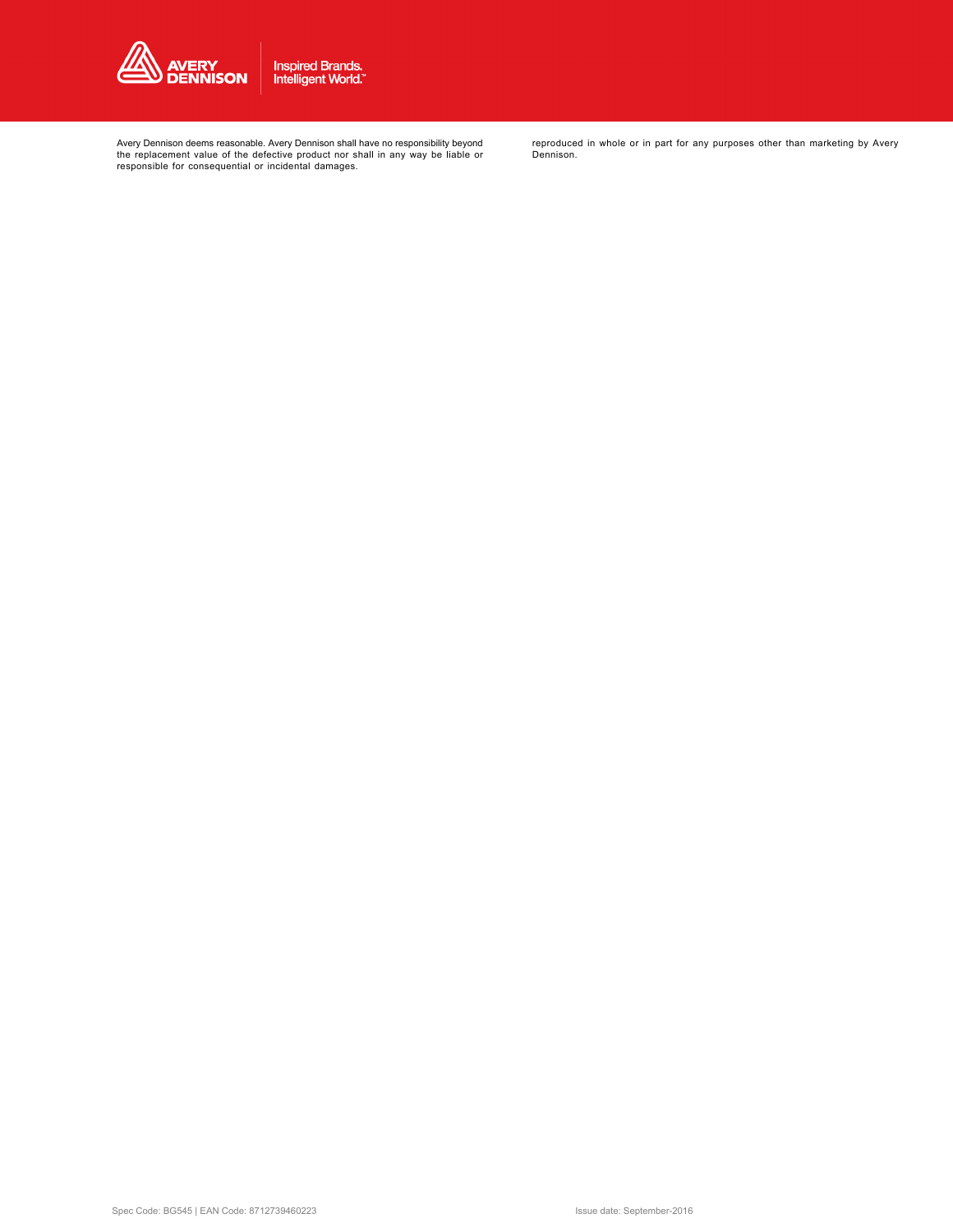Avery Dennison deems reasonable. Avery Dennison shall have no responsibility beyond the replacement value of the defective product nor shall in any way be liable or responsible for consequential or incidental damages.

reproduced in whole or in part for any purposes other than marketing by Avery Dennison.

Spec Code: BG545 | EAN Code: 8712739460223

Issue date: September-2016